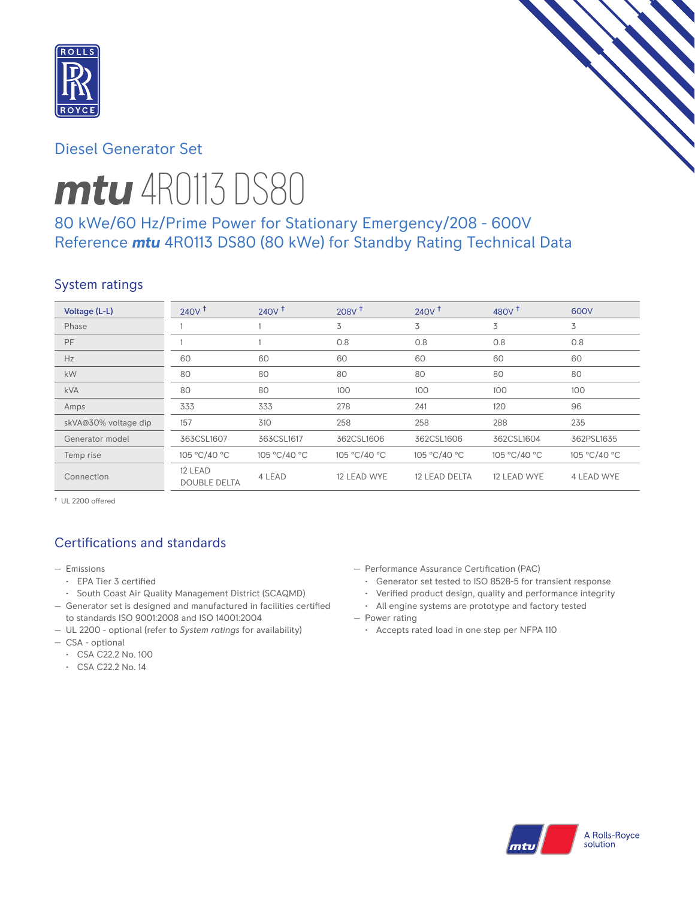Diesel Generator Set

# *mtu* 4R0113 DS80

## 80 kWe/60 Hz/Prime Power for Stationary Emergency/208 - 600V
## Reference *mtu* 4R0113 DS80 (80 kWe) for Standby Rating Technical Data

### System ratings

| Voltage (L-L) | 240V † | 240V † | 208V † | 240V † | 480V † | 600V |
|---|---|---|---|---|---|---|
| Phase | 1 | 1 | 3 | 3 | 3 | 3 |
| PF | 1 | 1 | 0.8 | 0.8 | 0.8 | 0.8 |
| Hz | 60 | 60 | 60 | 60 | 60 | 60 |
| kW | 80 | 80 | 80 | 80 | 80 | 80 |
| kVA | 80 | 80 | 100 | 100 | 100 | 100 |
| Amps | 333 | 333 | 278 | 241 | 120 | 96 |
| skVA@30% voltage dip | 157 | 310 | 258 | 258 | 288 | 235 |
| Generator model | 363CSL1607 | 363CSL1617 | 362CSL1606 | 362CSL1606 | 362CSL1604 | 362PSL1635 |
| Temp rise | 105 °C/40 °C | 105 °C/40 °C | 105 °C/40 °C | 105 °C/40 °C | 105 °C/40 °C | 105 °C/40 °C |
| Connection | 12 LEAD DOUBLE DELTA | 4 LEAD | 12 LEAD WYE | 12 LEAD DELTA | 12 LEAD WYE | 4 LEAD WYE |

† UL 2200 offered

### Certifications and standards

- Emissions
  - EPA Tier 3 certified
  - South Coast Air Quality Management District (SCAQMD)
- Generator set is designed and manufactured in facilities certified to standards ISO 9001:2008 and ISO 14001:2004
- UL 2200 - optional (refer to *System ratings* for availability)
- CSA - optional
  - CSA C22.2 No. 100
  - CSA C22.2 No. 14
- Performance Assurance Certification (PAC)
  - Generator set tested to ISO 8528-5 for transient response
  - Verified product design, quality and performance integrity
  - All engine systems are prototype and factory tested
- Power rating
  - Accepts rated load in one step per NFPA 110

A Rolls-Royce solution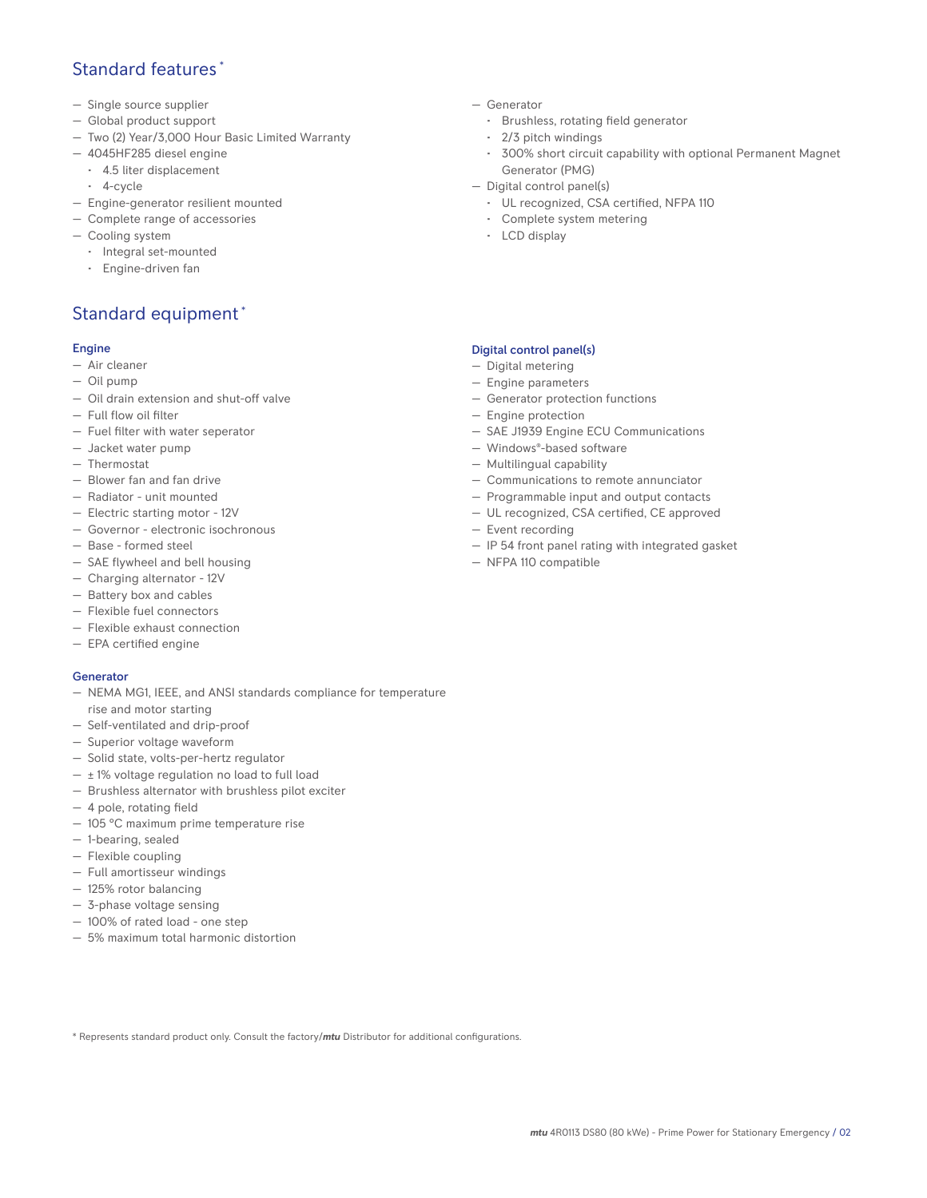## Standard features *

- Single source supplier
- Global product support
- Two (2) Year/3,000 Hour Basic Limited Warranty
- 4045HF285 diesel engine
  - 4.5 liter displacement
  - 4-cycle
- Engine-generator resilient mounted
- Complete range of accessories
- Cooling system
  - Integral set-mounted
  - Engine-driven fan
- Generator
  - Brushless, rotating field generator
  - 2/3 pitch windings
  - 300% short circuit capability with optional Permanent Magnet Generator (PMG)
- Digital control panel(s)
  - UL recognized, CSA certified, NFPA 110
  - Complete system metering
  - LCD display

## Standard equipment *

### Engine

- Air cleaner
- Oil pump
- Oil drain extension and shut-off valve
- Full flow oil filter
- Fuel filter with water seperator
- Jacket water pump
- Thermostat
- Blower fan and fan drive
- Radiator - unit mounted
- Electric starting motor - 12V
- Governor - electronic isochronous
- Base - formed steel
- SAE flywheel and bell housing
- Charging alternator - 12V
- Battery box and cables
- Flexible fuel connectors
- Flexible exhaust connection
- EPA certified engine

### Generator

- NEMA MG1, IEEE, and ANSI standards compliance for temperature rise and motor starting
- Self-ventilated and drip-proof
- Superior voltage waveform
- Solid state, volts-per-hertz regulator
- ± 1% voltage regulation no load to full load
- Brushless alternator with brushless pilot exciter
- 4 pole, rotating field
- 105 °C maximum prime temperature rise
- 1-bearing, sealed
- Flexible coupling
- Full amortisseur windings
- 125% rotor balancing
- 3-phase voltage sensing
- 100% of rated load - one step
- 5% maximum total harmonic distortion

### Digital control panel(s)

- Digital metering
- Engine parameters
- Generator protection functions
- Engine protection
- SAE J1939 Engine ECU Communications
- Windows®-based software
- Multilingual capability
- Communications to remote annunciator
- Programmable input and output contacts
- UL recognized, CSA certified, CE approved
- Event recording
- IP 54 front panel rating with integrated gasket
- NFPA 110 compatible

* Represents standard product only. Consult the factory/***mtu*** Distributor for additional configurations.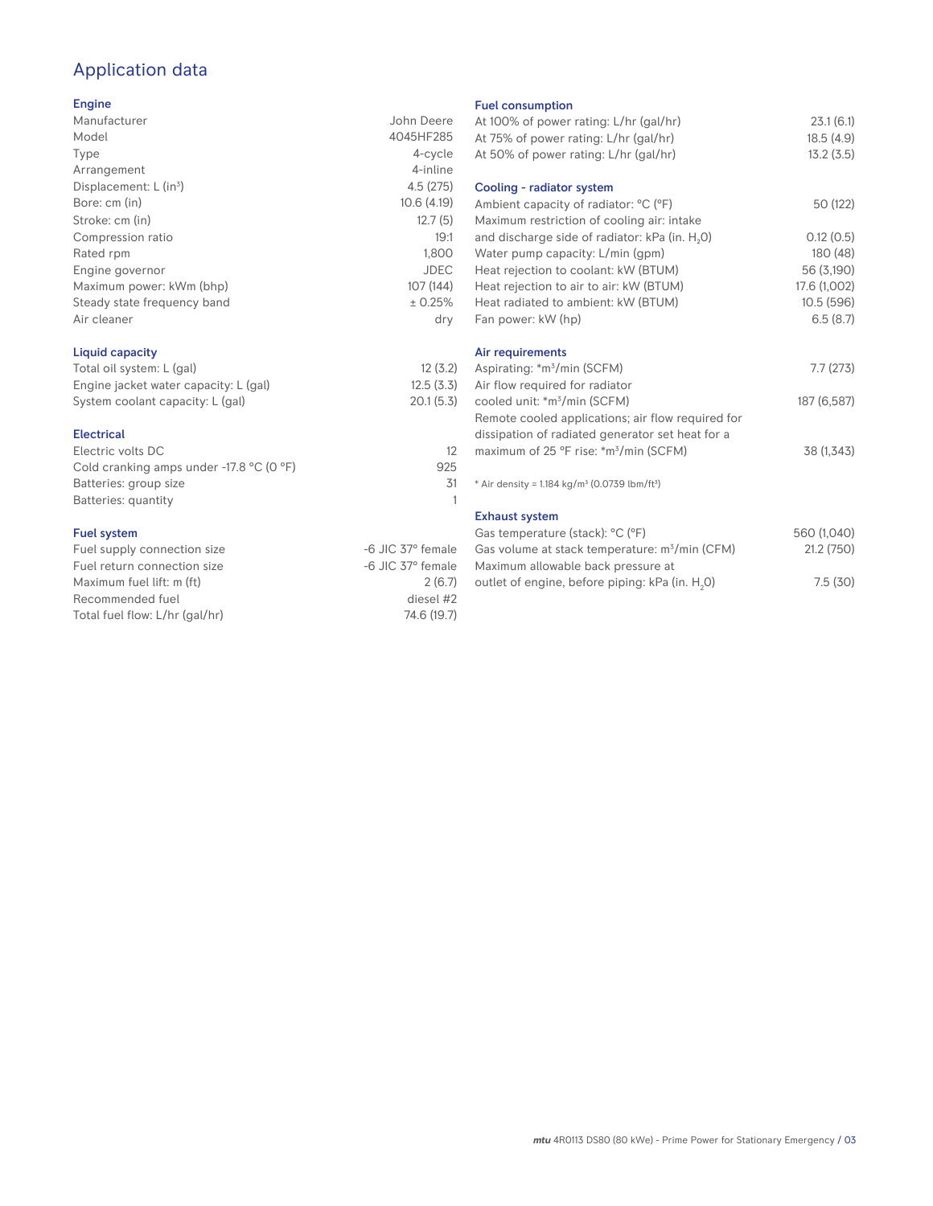# Application data

## Engine

| | |
|---|---|
| Manufacturer | John Deere |
| Model | 4045HF285 |
| Type | 4-cycle |
| Arrangement | 4-inline |
| Displacement: L ($in^3$) | 4.5 (275) |
| Bore: cm (in) | 10.6 (4.19) |
| Stroke: cm (in) | 12.7 (5) |
| Compression ratio | 19:1 |
| Rated rpm | 1,800 |
| Engine governor | JDEC |
| Maximum power: kWm (bhp) | 107 (144) |
| Steady state frequency band | ± 0.25% |
| Air cleaner | dry |

## Liquid capacity

| | |
|---|---|
| Total oil system: L (gal) | 12 (3.2) |
| Engine jacket water capacity: L (gal) | 12.5 (3.3) |
| System coolant capacity: L (gal) | 20.1 (5.3) |

## Electrical

| | |
|---|---|
| Electric volts DC | 12 |
| Cold cranking amps under -17.8 °C (0 °F) | 925 |
| Batteries: group size | 31 |
| Batteries: quantity | 1 |

## Fuel system

| | |
|---|---|
| Fuel supply connection size | -6 JIC 37° female |
| Fuel return connection size | -6 JIC 37° female |
| Maximum fuel lift: m (ft) | 2 (6.7) |
| Recommended fuel | diesel #2 |
| Total fuel flow: L/hr (gal/hr) | 74.6 (19.7) |

## Fuel consumption

| | |
|---|---|
| At 100% of power rating: L/hr (gal/hr) | 23.1 (6.1) |
| At 75% of power rating: L/hr (gal/hr) | 18.5 (4.9) |
| At 50% of power rating: L/hr (gal/hr) | 13.2 (3.5) |

## Cooling - radiator system

| | |
|---|---|
| Ambient capacity of radiator: °C (°F) | 50 (122) |
| Maximum restriction of cooling air: intake and discharge side of radiator: kPa (in. $H_2O$) | 0.12 (0.5) |
| Water pump capacity: L/min (gpm) | 180 (48) |
| Heat rejection to coolant: kW (BTUM) | 56 (3,190) |
| Heat rejection to air to air: kW (BTUM) | 17.6 (1,002) |
| Heat radiated to ambient: kW (BTUM) | 10.5 (596) |
| Fan power: kW (hp) | 6.5 (8.7) |

## Air requirements

| | |
|---|---|
| Aspirating: *$m^3$/min (SCFM) | 7.7 (273) |
| Air flow required for radiator cooled unit: *$m^3$/min (SCFM) | 187 (6,587) |
| Remote cooled applications; air flow required for dissipation of radiated generator set heat for a maximum of 25 °F rise: *$m^3$/min (SCFM) | 38 (1,343) |

* Air density = 1.184 kg/$m^3$ (0.0739 lbm/$ft^3$)

## Exhaust system

| | |
|---|---|
| Gas temperature (stack): °C (°F) | 560 (1,040) |
| Gas volume at stack temperature: $m^3$/min (CFM) | 21.2 (750) |
| Maximum allowable back pressure at outlet of engine, before piping: kPa (in. $H_2O$) | 7.5 (30) |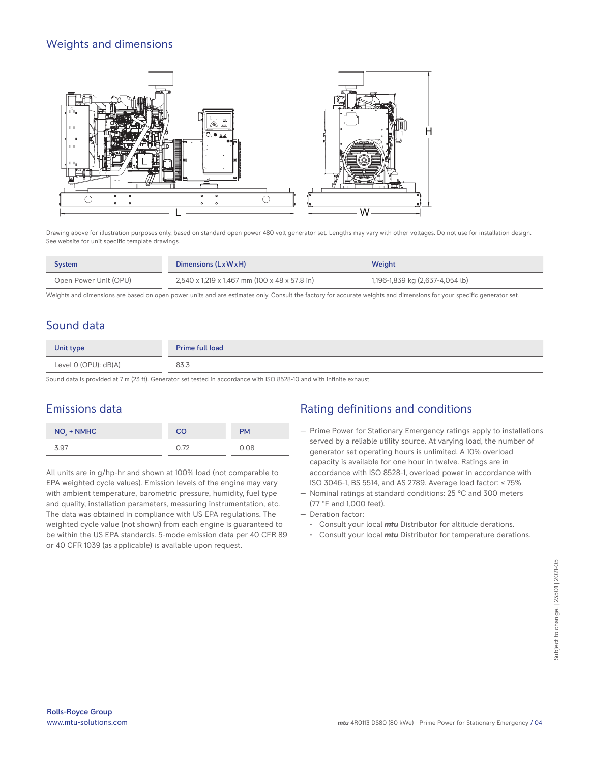## Weights and dimensions

L

W

H

Drawing above for illustration purposes only, based on standard open power 480 volt generator set. Lengths may vary with other voltages. Do not use for installation design. See website for unit specific template drawings.

| System | Dimensions (L x W x H) | Weight |
|---|---|---|
| Open Power Unit (OPU) | 2,540 x 1,219 x 1,467 mm (100 x 48 x 57.8 in) | 1,196-1,839 kg (2,637-4,054 lb) |

Weights and dimensions are based on open power units and are estimates only. Consult the factory for accurate weights and dimensions for your specific generator set.

## Sound data

| Unit type | Prime full load |
|---|---|
| Level 0 (OPU): dB(A) | 83.3 |

Sound data is provided at 7 m (23 ft). Generator set tested in accordance with ISO 8528-10 and with infinite exhaust.

## Emissions data

| $NO_x$ + NMHC | CO | PM |
|---|---|---|
| 3.97 | 0.72 | 0.08 |

All units are in g/hp-hr and shown at 100% load (not comparable to EPA weighted cycle values). Emission levels of the engine may vary with ambient temperature, barometric pressure, humidity, fuel type and quality, installation parameters, measuring instrumentation, etc. The data was obtained in compliance with US EPA regulations. The weighted cycle value (not shown) from each engine is guaranteed to be within the US EPA standards. 5-mode emission data per 40 CFR 89 or 40 CFR 1039 (as applicable) is available upon request.

## Rating definitions and conditions

- Prime Power for Stationary Emergency ratings apply to installations served by a reliable utility source. At varying load, the number of generator set operating hours is unlimited. A 10% overload capacity is available for one hour in twelve. Ratings are in accordance with ISO 8528-1, overload power in accordance with ISO 3046-1, BS 5514, and AS 2789. Average load factor: ≤ 75%
- Nominal ratings at standard conditions: 25 °C and 300 meters (77 °F and 1,000 feet).
- Deration factor:
  - Consult your local ***mtu*** Distributor for altitude derations.
  - Consult your local ***mtu*** Distributor for temperature derations.

Subject to change. | 23501 | 2021-05

**Rolls-Royce Group**
www.mtu-solutions.com